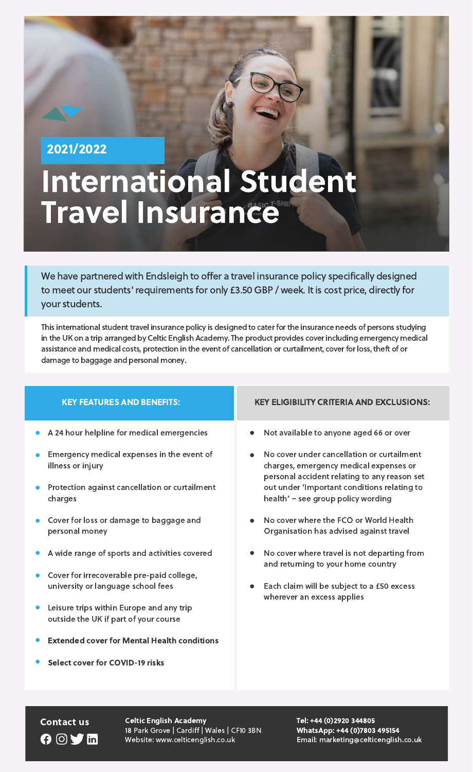2021/2022

# International Student Travel Insurance

We have partnered with Endsleigh to offer a travel insurance policy specifically designed to meet our students' requirements for only £3.50 GBP / week. It is cost price, directly for your students.

This international student travel insurance policy is designed to cater for the insurance needs of persons studying in the UK on a trip arranged by Celtic English Academy. The product provides cover including emergency medical assistance and medical costs, protection in the event of cancellation or curtailment, cover for loss, theft of or damage to baggage and personal money.

## KEY FEATURES AND BENEFITS:

- A 24 hour helpline for medical emergencies
- Emergency medical expenses in the event of illness or injury
- Protection against cancellation or curtailment charges
- Cover for loss or damage to baggage and personal money
- A wide range of sports and activities covered
- Cover for irrecoverable pre-paid college, university or language school fees
- Leisure trips within Europe and any trip outside the UK if part of your course
- **Extended cover for Mental Health conditions**
- **Select cover for COVID-19 risks**

## KEY ELIGIBILITY CRITERIA AND EXCLUSIONS:

- Not available to anyone aged 66 or over
- No cover under cancellation or curtailment charges, emergency medical expenses or personal accident relating to any reason set out under 'Important conditions relating to health' – see group policy wording
- No cover where the FCO or World Health Organisation has advised against travel
- No cover where travel is not departing from and returning to your home country
- Each claim will be subject to a £50 excess wherever an excess applies

**Contact us**

**Celtic English Academy**
18 Park Grove | Cardiff | Wales | CF10 3BN
Website: www.celticenglish.co.uk

**Tel: +44 (0)2920 344805**
**WhatsApp: +44 (0)7803 495154**
**Email: marketing@celticenglish.co.uk**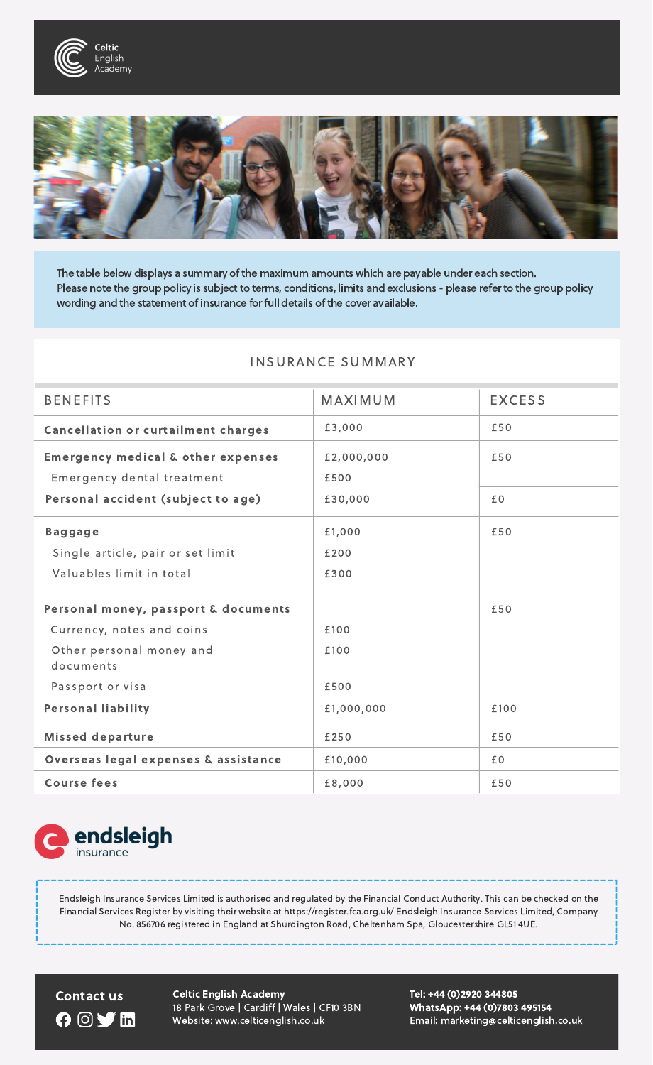Celtic English Academy

The table below displays a summary of the maximum amounts which are payable under each section. Please note the group policy is subject to terms, conditions, limits and exclusions - please refer to the group policy wording and the statement of insurance for full details of the cover available.

## INSURANCE SUMMARY

| BENEFITS | MAXIMUM | EXCESS |
|---|---|---|
| **Cancellation or curtailment charges** | £3,000 | £50 |
| **Emergency medical & other expenses** | £2,000,000 | £50 |
| Emergency dental treatment | £500 | |
| **Personal accident (subject to age)** | £30,000 | £0 |
| **Baggage** | £1,000 | £50 |
| Single article, pair or set limit | £200 | |
| Valuables limit in total | £300 | |
| **Personal money, passport & documents** | | £50 |
| Currency, notes and coins | £100 | |
| Other personal money and documents | £100 | |
| Passport or visa | £500 | |
| **Personal liability** | £1,000,000 | £100 |
| **Missed departure** | £250 | £50 |
| **Overseas legal expenses & assistance** | £10,000 | £0 |
| **Course fees** | £8,000 | £50 |

endsleigh insurance

Endsleigh Insurance Services Limited is authorised and regulated by the Financial Conduct Authority. This can be checked on the Financial Services Register by visiting their website at https://register.fca.org.uk/ Endsleigh Insurance Services Limited, Company No. 856706 registered in England at Shurdington Road, Cheltenham Spa, Gloucestershire GL51 4UE.

**Contact us**

**Celtic English Academy**
18 Park Grove | Cardiff | Wales | CF10 3BN
Website: www.celticenglish.co.uk

**Tel: +44 (0)2920 344805**
**WhatsApp: +44 (0)7803 495154**
**Email: marketing@celticenglish.co.uk**